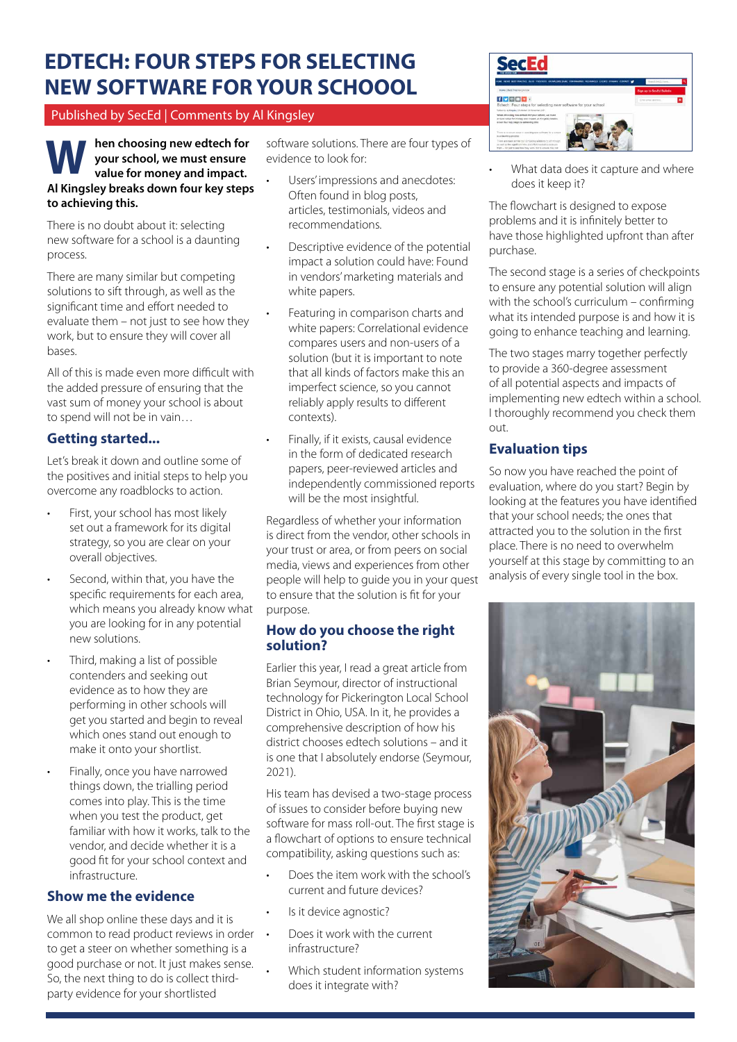# EDTECH: FOUR STEPS FOR SELECTING NEW SOFTWARE FOR YOUR SCHOOOL

Published by SecEd | Comments by Al Kingsley

**When choosing new edtech for your school, we must ensure value for money and impact. Al Kingsley breaks down four key steps to achieving this.**

There is no doubt about it: selecting new software for a school is a daunting process.

There are many similar but competing solutions to sift through, as well as the significant time and effort needed to evaluate them – not just to see how they work, but to ensure they will cover all bases.

All of this is made even more difficult with the added pressure of ensuring that the vast sum of money your school is about to spend will not be in vain…

## Getting started...

Let's break it down and outline some of the positives and initial steps to help you overcome any roadblocks to action.

- First, your school has most likely set out a framework for its digital strategy, so you are clear on your overall objectives.
- Second, within that, you have the specific requirements for each area, which means you already know what you are looking for in any potential new solutions.
- Third, making a list of possible contenders and seeking out evidence as to how they are performing in other schools will get you started and begin to reveal which ones stand out enough to make it onto your shortlist.
- Finally, once you have narrowed things down, the trialling period comes into play. This is the time when you test the product, get familiar with how it works, talk to the vendor, and decide whether it is a good fit for your school context and infrastructure.

## Show me the evidence

We all shop online these days and it is common to read product reviews in order to get a steer on whether something is a good purchase or not. It just makes sense. So, the next thing to do is collect third-party evidence for your shortlisted software solutions. There are four types of evidence to look for:

- Users' impressions and anecdotes: Often found in blog posts, articles, testimonials, videos and recommendations.
- Descriptive evidence of the potential impact a solution could have: Found in vendors' marketing materials and white papers.
- Featuring in comparison charts and white papers: Correlational evidence compares users and non-users of a solution (but it is important to note that all kinds of factors make this an imperfect science, so you cannot reliably apply results to different contexts).
- Finally, if it exists, causal evidence in the form of dedicated research papers, peer-reviewed articles and independently commissioned reports will be the most insightful.

Regardless of whether your information is direct from the vendor, other schools in your trust or area, or from peers on social media, views and experiences from other people will help to guide you in your quest to ensure that the solution is fit for your purpose.

## How do you choose the right solution?

Earlier this year, I read a great article from Brian Seymour, director of instructional technology for Pickerington Local School District in Ohio, USA. In it, he provides a comprehensive description of how his district chooses edtech solutions – and it is one that I absolutely endorse (Seymour, 2021).

His team has devised a two-stage process of issues to consider before buying new software for mass roll-out. The first stage is a flowchart of options to ensure technical compatibility, asking questions such as:

- Does the item work with the school's current and future devices?
- Is it device agnostic?
- Does it work with the current infrastructure?
- Which student information systems does it integrate with?
- What data does it capture and where does it keep it?

The flowchart is designed to expose problems and it is infinitely better to have those highlighted upfront than after purchase.

The second stage is a series of checkpoints to ensure any potential solution will align with the school's curriculum – confirming what its intended purpose is and how it is going to enhance teaching and learning.

The two stages marry together perfectly to provide a 360-degree assessment of all potential aspects and impacts of implementing new edtech within a school. I thoroughly recommend you check them out.

## Evaluation tips

So now you have reached the point of evaluation, where do you start? Begin by looking at the features you have identified that your school needs; the ones that attracted you to the solution in the first place. There is no need to overwhelm yourself at this stage by committing to an analysis of every single tool in the box.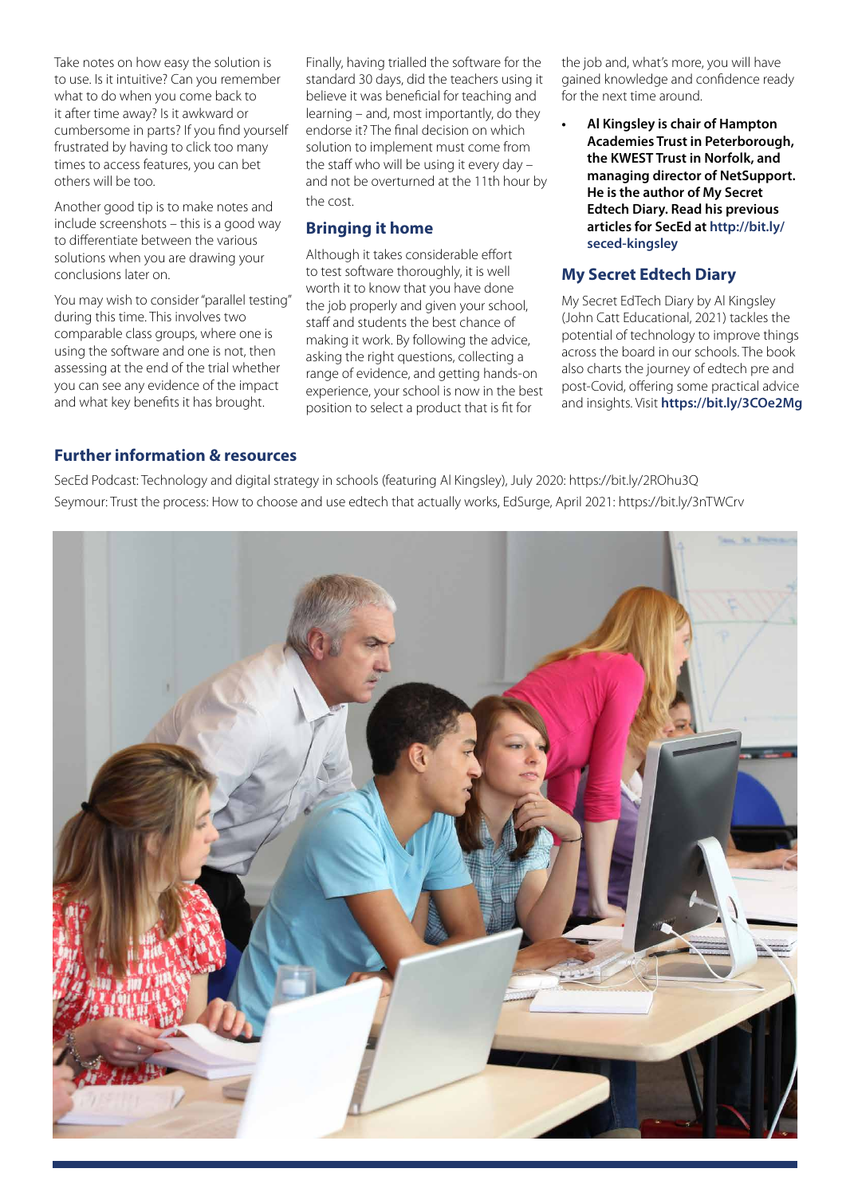Take notes on how easy the solution is to use. Is it intuitive? Can you remember what to do when you come back to it after time away? Is it awkward or cumbersome in parts? If you find yourself frustrated by having to click too many times to access features, you can bet others will be too.

Another good tip is to make notes and include screenshots – this is a good way to differentiate between the various solutions when you are drawing your conclusions later on.

You may wish to consider "parallel testing" during this time. This involves two comparable class groups, where one is using the software and one is not, then assessing at the end of the trial whether you can see any evidence of the impact and what key benefits it has brought.

Finally, having trialled the software for the standard 30 days, did the teachers using it believe it was beneficial for teaching and learning – and, most importantly, do they endorse it? The final decision on which solution to implement must come from the staff who will be using it every day – and not be overturned at the 11th hour by the cost.

## Bringing it home

Although it takes considerable effort to test software thoroughly, it is well worth it to know that you have done the job properly and given your school, staff and students the best chance of making it work. By following the advice, asking the right questions, collecting a range of evidence, and getting hands-on experience, your school is now in the best position to select a product that is fit for the job and, what's more, you will have gained knowledge and confidence ready for the next time around.

- **Al Kingsley is chair of Hampton Academies Trust in Peterborough, the KWEST Trust in Norfolk, and managing director of NetSupport. He is the author of My Secret Edtech Diary. Read his previous articles for SecEd at http://bit.ly/seced-kingsley**

## My Secret Edtech Diary

My Secret EdTech Diary by Al Kingsley (John Catt Educational, 2021) tackles the potential of technology to improve things across the board in our schools. The book also charts the journey of edtech pre and post-Covid, offering some practical advice and insights. Visit **https://bit.ly/3COe2Mg**

## Further information & resources

SecEd Podcast: Technology and digital strategy in schools (featuring Al Kingsley), July 2020: https://bit.ly/2ROhu3Q

Seymour: Trust the process: How to choose and use edtech that actually works, EdSurge, April 2021: https://bit.ly/3nTWCrv